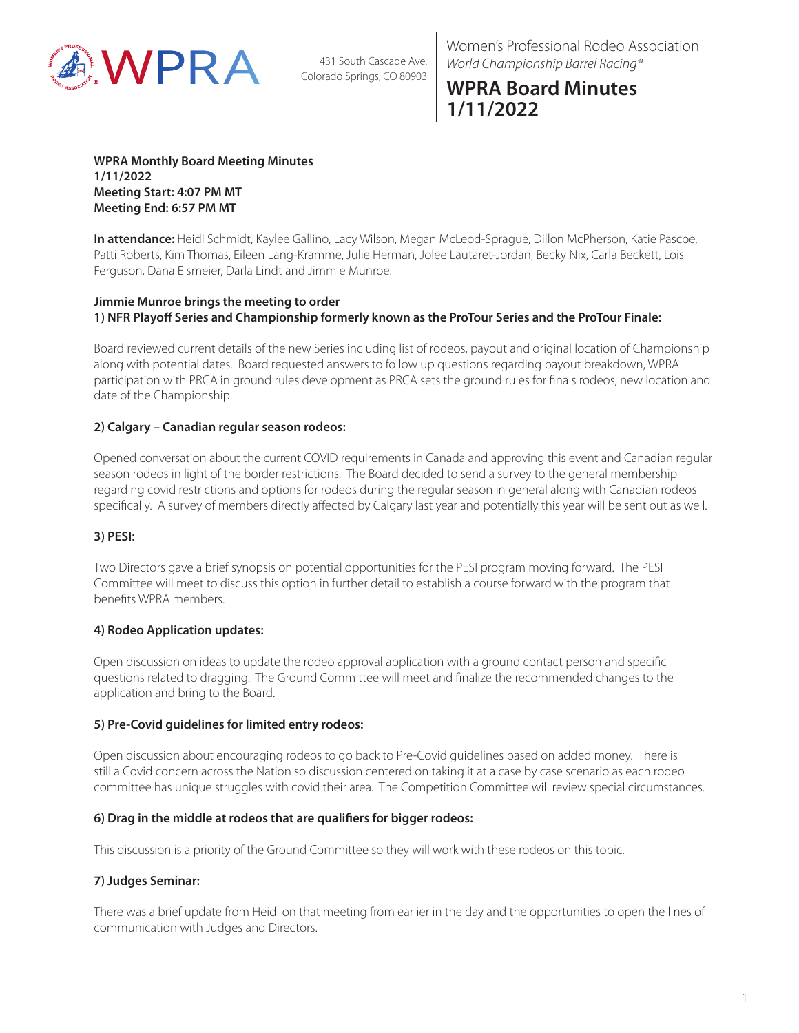WPRA

431 South Cascade Ave.
Colorado Springs, CO 80903

Women's Professional Rodeo Association
*World Championship Barrel Racing®*

# WPRA Board Minutes 1/11/2022

**WPRA Monthly Board Meeting Minutes**
**1/11/2022**
**Meeting Start: 4:07 PM MT**
**Meeting End: 6:57 PM MT**

**In attendance:** Heidi Schmidt, Kaylee Gallino, Lacy Wilson, Megan McLeod-Sprague, Dillon McPherson, Katie Pascoe, Patti Roberts, Kim Thomas, Eileen Lang-Kramme, Julie Herman, Jolee Lautaret-Jordan, Becky Nix, Carla Beckett, Lois Ferguson, Dana Eismeier, Darla Lindt and Jimmie Munroe.

**Jimmie Munroe brings the meeting to order**

### 1) NFR Playoff Series and Championship formerly known as the ProTour Series and the ProTour Finale:

Board reviewed current details of the new Series including list of rodeos, payout and original location of Championship along with potential dates. Board requested answers to follow up questions regarding payout breakdown, WPRA participation with PRCA in ground rules development as PRCA sets the ground rules for finals rodeos, new location and date of the Championship.

### 2) Calgary – Canadian regular season rodeos:

Opened conversation about the current COVID requirements in Canada and approving this event and Canadian regular season rodeos in light of the border restrictions. The Board decided to send a survey to the general membership regarding covid restrictions and options for rodeos during the regular season in general along with Canadian rodeos specifically. A survey of members directly affected by Calgary last year and potentially this year will be sent out as well.

### 3) PESI:

Two Directors gave a brief synopsis on potential opportunities for the PESI program moving forward. The PESI Committee will meet to discuss this option in further detail to establish a course forward with the program that benefits WPRA members.

### 4) Rodeo Application updates:

Open discussion on ideas to update the rodeo approval application with a ground contact person and specific questions related to dragging. The Ground Committee will meet and finalize the recommended changes to the application and bring to the Board.

### 5) Pre-Covid guidelines for limited entry rodeos:

Open discussion about encouraging rodeos to go back to Pre-Covid guidelines based on added money. There is still a Covid concern across the Nation so discussion centered on taking it at a case by case scenario as each rodeo committee has unique struggles with covid their area. The Competition Committee will review special circumstances.

### 6) Drag in the middle at rodeos that are qualifiers for bigger rodeos:

This discussion is a priority of the Ground Committee so they will work with these rodeos on this topic.

### 7) Judges Seminar:

There was a brief update from Heidi on that meeting from earlier in the day and the opportunities to open the lines of communication with Judges and Directors.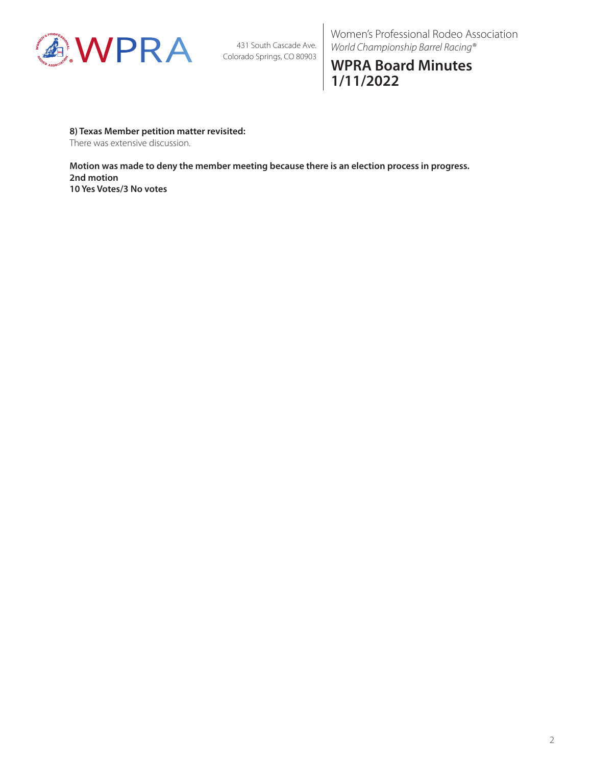**8) Texas Member petition matter revisited:**
There was extensive discussion.

**Motion was made to deny the member meeting because there is an election process in progress.**
**2nd motion**
**10 Yes Votes/3 No votes**